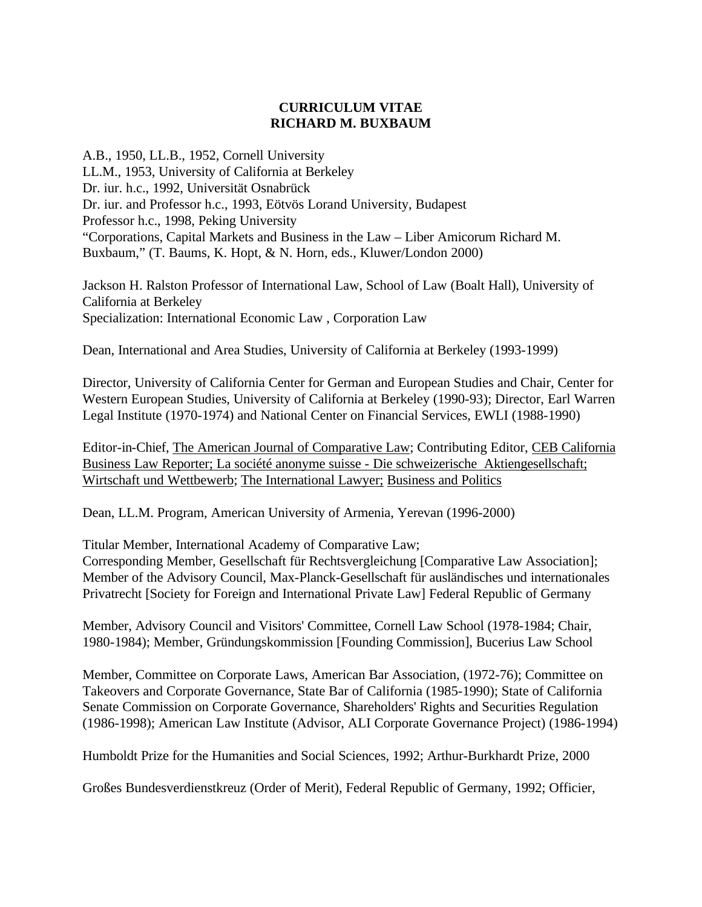# CURRICULUM VITAE
# RICHARD M. BUXBAUM

A.B., 1950, LL.B., 1952, Cornell University
LL.M., 1953, University of California at Berkeley
Dr. iur. h.c., 1992, Universität Osnabrück
Dr. iur. and Professor h.c., 1993, Eötvös Lorand University, Budapest
Professor h.c., 1998, Peking University
"Corporations, Capital Markets and Business in the Law – Liber Amicorum Richard M. Buxbaum," (T. Baums, K. Hopt, & N. Horn, eds., Kluwer/London 2000)

Jackson H. Ralston Professor of International Law, School of Law (Boalt Hall), University of California at Berkeley
Specialization: International Economic Law , Corporation Law

Dean, International and Area Studies, University of California at Berkeley (1993-1999)

Director, University of California Center for German and European Studies and Chair, Center for Western European Studies, University of California at Berkeley (1990-93); Director, Earl Warren Legal Institute (1970-1974) and National Center on Financial Services, EWLI (1988-1990)

Editor-in-Chief, The American Journal of Comparative Law; Contributing Editor, CEB California Business Law Reporter; La société anonyme suisse - Die schweizerische Aktiengesellschaft; Wirtschaft und Wettbewerb; The International Lawyer; Business and Politics

Dean, LL.M. Program, American University of Armenia, Yerevan (1996-2000)

Titular Member, International Academy of Comparative Law;
Corresponding Member, Gesellschaft für Rechtsvergleichung [Comparative Law Association];
Member of the Advisory Council, Max-Planck-Gesellschaft für ausländisches und internationales Privatrecht [Society for Foreign and International Private Law] Federal Republic of Germany

Member, Advisory Council and Visitors' Committee, Cornell Law School (1978-1984; Chair, 1980-1984); Member, Gründungskommission [Founding Commission], Bucerius Law School

Member, Committee on Corporate Laws, American Bar Association, (1972-76); Committee on Takeovers and Corporate Governance, State Bar of California (1985-1990); State of California Senate Commission on Corporate Governance, Shareholders' Rights and Securities Regulation (1986-1998); American Law Institute (Advisor, ALI Corporate Governance Project) (1986-1994)

Humboldt Prize for the Humanities and Social Sciences, 1992; Arthur-Burkhardt Prize, 2000

Großes Bundesverdienstkreuz (Order of Merit), Federal Republic of Germany, 1992; Officier,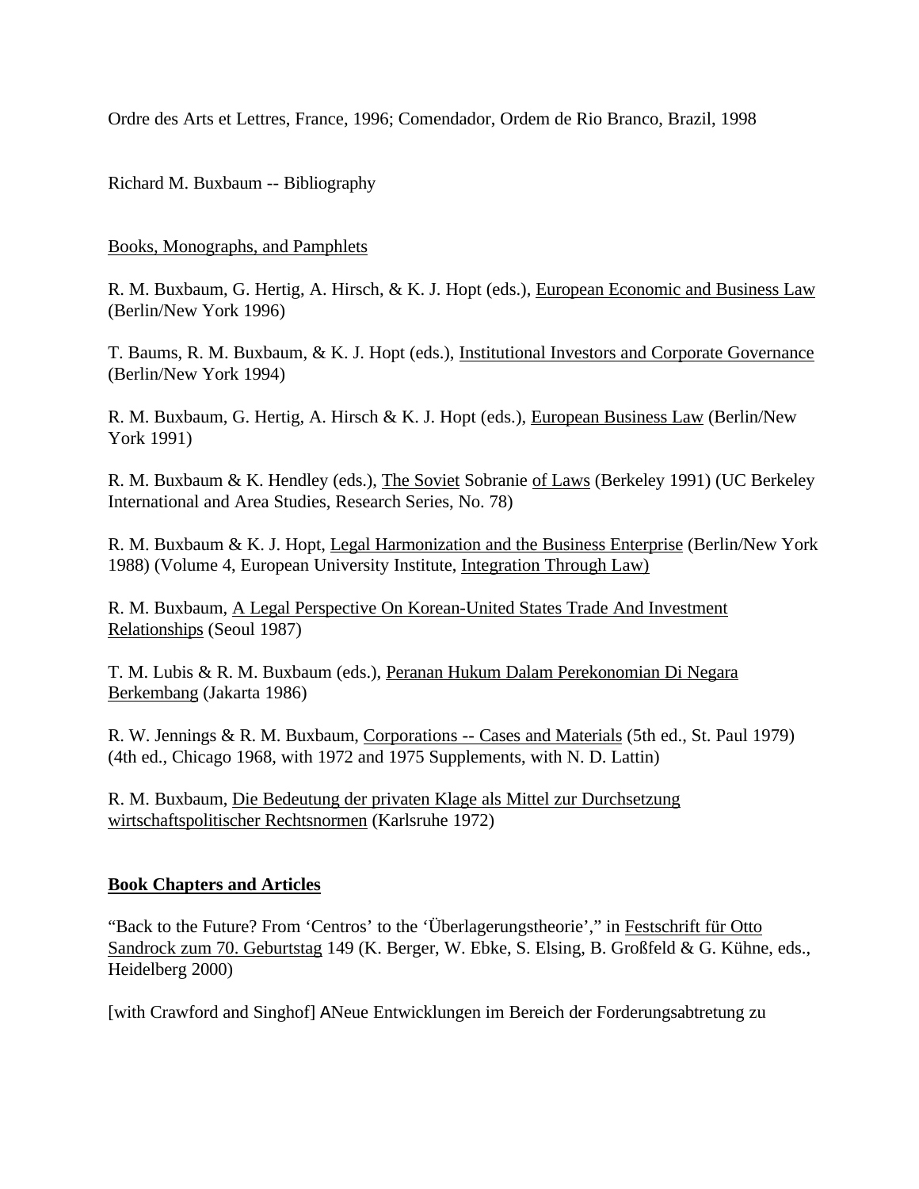Ordre des Arts et Lettres, France, 1996; Comendador, Ordem de Rio Branco, Brazil, 1998

Richard M. Buxbaum -- Bibliography

Books, Monographs, and Pamphlets

R. M. Buxbaum, G. Hertig, A. Hirsch, & K. J. Hopt (eds.), European Economic and Business Law (Berlin/New York 1996)

T. Baums, R. M. Buxbaum, & K. J. Hopt (eds.), Institutional Investors and Corporate Governance (Berlin/New York 1994)

R. M. Buxbaum, G. Hertig, A. Hirsch & K. J. Hopt (eds.), European Business Law (Berlin/New York 1991)

R. M. Buxbaum & K. Hendley (eds.), The Soviet Sobranie of Laws (Berkeley 1991) (UC Berkeley International and Area Studies, Research Series, No. 78)

R. M. Buxbaum & K. J. Hopt, Legal Harmonization and the Business Enterprise (Berlin/New York 1988) (Volume 4, European University Institute, Integration Through Law)

R. M. Buxbaum, A Legal Perspective On Korean-United States Trade And Investment Relationships (Seoul 1987)

T. M. Lubis & R. M. Buxbaum (eds.), Peranan Hukum Dalam Perekonomian Di Negara Berkembang (Jakarta 1986)

R. W. Jennings & R. M. Buxbaum, Corporations -- Cases and Materials (5th ed., St. Paul 1979) (4th ed., Chicago 1968, with 1972 and 1975 Supplements, with N. D. Lattin)

R. M. Buxbaum, Die Bedeutung der privaten Klage als Mittel zur Durchsetzung wirtschaftspolitischer Rechtsnormen (Karlsruhe 1972)

**Book Chapters and Articles**

"Back to the Future? From 'Centros' to the 'Überlagerungstheorie'," in Festschrift für Otto Sandrock zum 70. Geburtstag 149 (K. Berger, W. Ebke, S. Elsing, B. Großfeld & G. Kühne, eds., Heidelberg 2000)

[with Crawford and Singhof] ANeue Entwicklungen im Bereich der Forderungsabtretung zu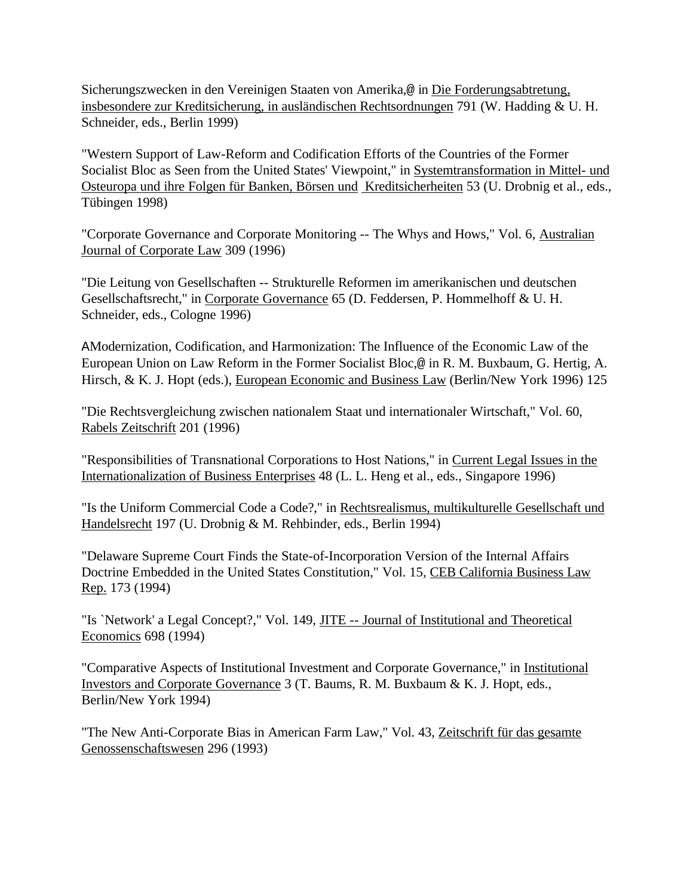Sicherungszwecken in den Vereinigen Staaten von Amerika,@ in Die Forderungsabtretung, insbesondere zur Kreditsicherung, in ausländischen Rechtsordnungen 791 (W. Hadding & U. H. Schneider, eds., Berlin 1999)

"Western Support of Law-Reform and Codification Efforts of the Countries of the Former Socialist Bloc as Seen from the United States' Viewpoint," in Systemtransformation in Mittel- und Osteuropa und ihre Folgen für Banken, Börsen und Kreditsicherheiten 53 (U. Drobnig et al., eds., Tübingen 1998)

"Corporate Governance and Corporate Monitoring -- The Whys and Hows," Vol. 6, Australian Journal of Corporate Law 309 (1996)

"Die Leitung von Gesellschaften -- Strukturelle Reformen im amerikanischen und deutschen Gesellschaftsrecht," in Corporate Governance 65 (D. Feddersen, P. Hommelhoff & U. H. Schneider, eds., Cologne 1996)

AModernization, Codification, and Harmonization: The Influence of the Economic Law of the European Union on Law Reform in the Former Socialist Bloc,@ in R. M. Buxbaum, G. Hertig, A. Hirsch, & K. J. Hopt (eds.), European Economic and Business Law (Berlin/New York 1996) 125

"Die Rechtsvergleichung zwischen nationalem Staat und internationaler Wirtschaft," Vol. 60, Rabels Zeitschrift 201 (1996)

"Responsibilities of Transnational Corporations to Host Nations," in Current Legal Issues in the Internationalization of Business Enterprises 48 (L. L. Heng et al., eds., Singapore 1996)

"Is the Uniform Commercial Code a Code?," in Rechtsrealismus, multikulturelle Gesellschaft und Handelsrecht 197 (U. Drobnig & M. Rehbinder, eds., Berlin 1994)

"Delaware Supreme Court Finds the State-of-Incorporation Version of the Internal Affairs Doctrine Embedded in the United States Constitution," Vol. 15, CEB California Business Law Rep. 173 (1994)

"Is `Network' a Legal Concept?," Vol. 149, JITE -- Journal of Institutional and Theoretical Economics 698 (1994)

"Comparative Aspects of Institutional Investment and Corporate Governance," in Institutional Investors and Corporate Governance 3 (T. Baums, R. M. Buxbaum & K. J. Hopt, eds., Berlin/New York 1994)

"The New Anti-Corporate Bias in American Farm Law," Vol. 43, Zeitschrift für das gesamte Genossenschaftswesen 296 (1993)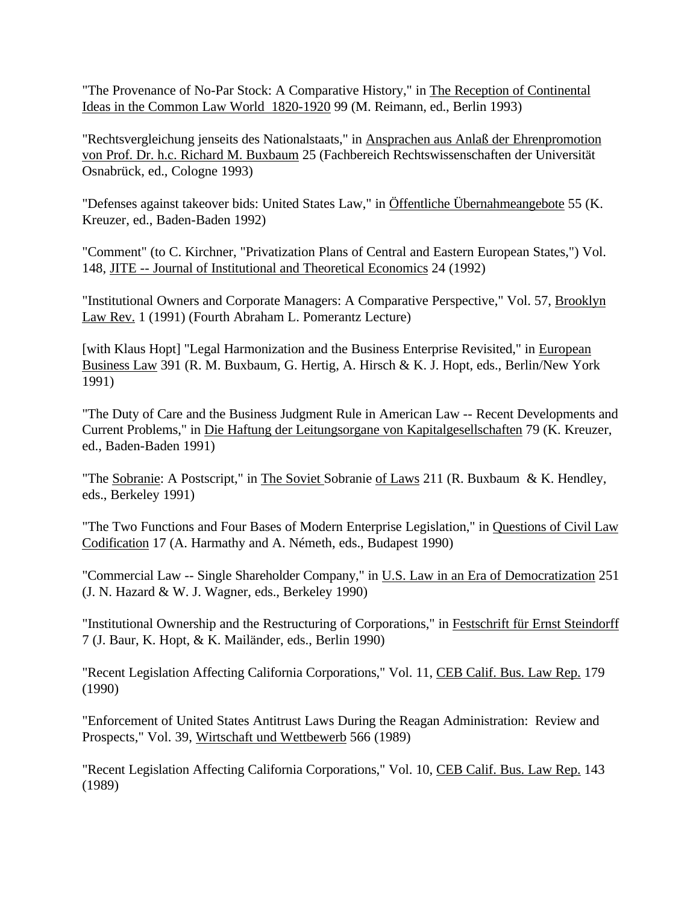"The Provenance of No-Par Stock: A Comparative History," in The Reception of Continental Ideas in the Common Law World 1820-1920 99 (M. Reimann, ed., Berlin 1993)

"Rechtsvergleichung jenseits des Nationalstaats," in Ansprachen aus Anlaß der Ehrenpromotion von Prof. Dr. h.c. Richard M. Buxbaum 25 (Fachbereich Rechtswissenschaften der Universität Osnabrück, ed., Cologne 1993)

"Defenses against takeover bids: United States Law," in Öffentliche Übernahmeangebote 55 (K. Kreuzer, ed., Baden-Baden 1992)

"Comment" (to C. Kirchner, "Privatization Plans of Central and Eastern European States,") Vol. 148, JITE -- Journal of Institutional and Theoretical Economics 24 (1992)

"Institutional Owners and Corporate Managers: A Comparative Perspective," Vol. 57, Brooklyn Law Rev. 1 (1991) (Fourth Abraham L. Pomerantz Lecture)

[with Klaus Hopt] "Legal Harmonization and the Business Enterprise Revisited," in European Business Law 391 (R. M. Buxbaum, G. Hertig, A. Hirsch & K. J. Hopt, eds., Berlin/New York 1991)

"The Duty of Care and the Business Judgment Rule in American Law -- Recent Developments and Current Problems," in Die Haftung der Leitungsorgane von Kapitalgesellschaften 79 (K. Kreuzer, ed., Baden-Baden 1991)

"The Sobranie: A Postscript," in The Soviet Sobranie of Laws 211 (R. Buxbaum & K. Hendley, eds., Berkeley 1991)

"The Two Functions and Four Bases of Modern Enterprise Legislation," in Questions of Civil Law Codification 17 (A. Harmathy and A. Németh, eds., Budapest 1990)

"Commercial Law -- Single Shareholder Company," in U.S. Law in an Era of Democratization 251 (J. N. Hazard & W. J. Wagner, eds., Berkeley 1990)

"Institutional Ownership and the Restructuring of Corporations," in Festschrift für Ernst Steindorff 7 (J. Baur, K. Hopt, & K. Mailänder, eds., Berlin 1990)

"Recent Legislation Affecting California Corporations," Vol. 11, CEB Calif. Bus. Law Rep. 179 (1990)

"Enforcement of United States Antitrust Laws During the Reagan Administration: Review and Prospects," Vol. 39, Wirtschaft und Wettbewerb 566 (1989)

"Recent Legislation Affecting California Corporations," Vol. 10, CEB Calif. Bus. Law Rep. 143 (1989)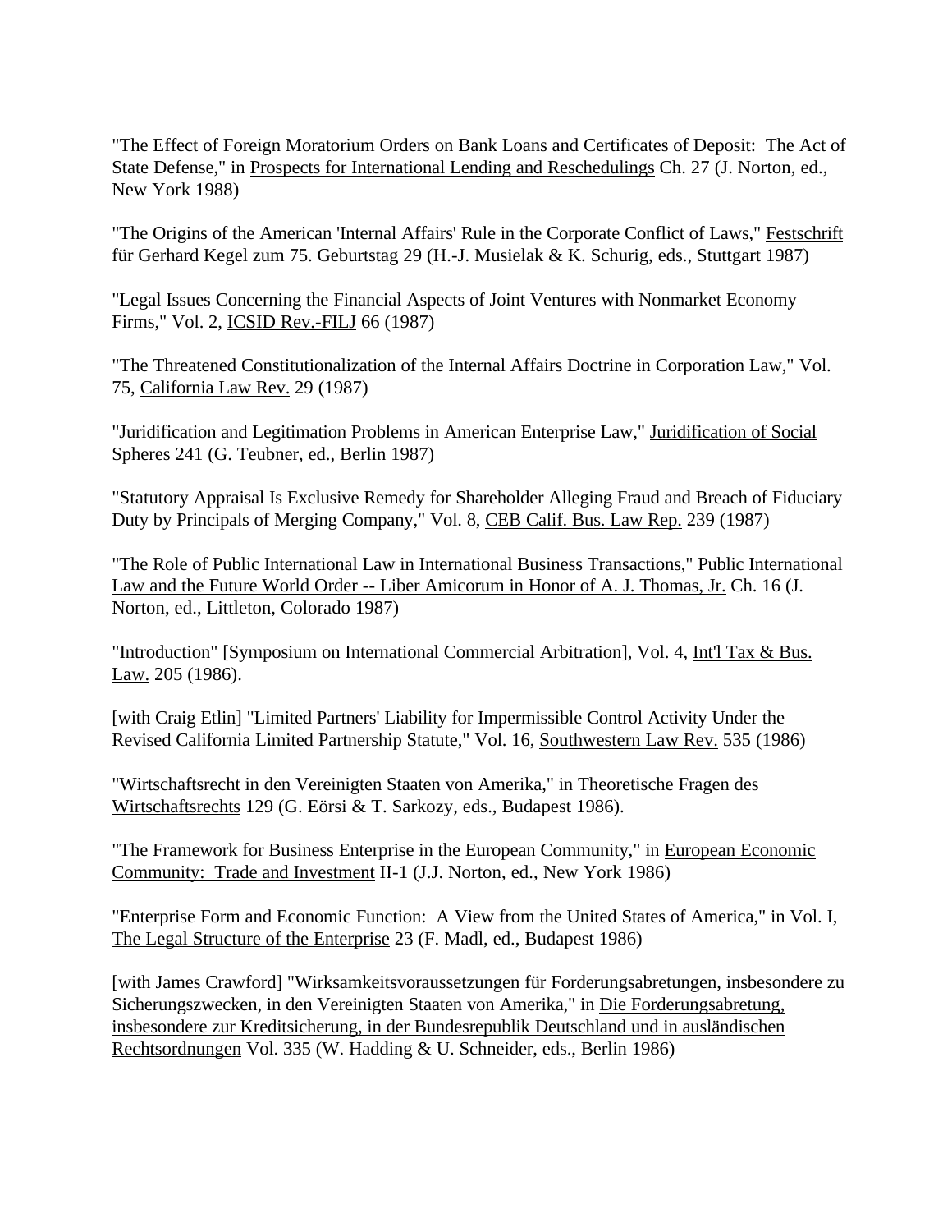"The Effect of Foreign Moratorium Orders on Bank Loans and Certificates of Deposit: The Act of State Defense," in Prospects for International Lending and Reschedulings Ch. 27 (J. Norton, ed., New York 1988)

"The Origins of the American 'Internal Affairs' Rule in the Corporate Conflict of Laws," Festschrift für Gerhard Kegel zum 75. Geburtstag 29 (H.-J. Musielak & K. Schurig, eds., Stuttgart 1987)

"Legal Issues Concerning the Financial Aspects of Joint Ventures with Nonmarket Economy Firms," Vol. 2, ICSID Rev.-FILJ 66 (1987)

"The Threatened Constitutionalization of the Internal Affairs Doctrine in Corporation Law," Vol. 75, California Law Rev. 29 (1987)

"Juridification and Legitimation Problems in American Enterprise Law," Juridification of Social Spheres 241 (G. Teubner, ed., Berlin 1987)

"Statutory Appraisal Is Exclusive Remedy for Shareholder Alleging Fraud and Breach of Fiduciary Duty by Principals of Merging Company," Vol. 8, CEB Calif. Bus. Law Rep. 239 (1987)

"The Role of Public International Law in International Business Transactions," Public International Law and the Future World Order -- Liber Amicorum in Honor of A. J. Thomas, Jr. Ch. 16 (J. Norton, ed., Littleton, Colorado 1987)

"Introduction" [Symposium on International Commercial Arbitration], Vol. 4, Int'l Tax & Bus. Law. 205 (1986).

[with Craig Etlin] "Limited Partners' Liability for Impermissible Control Activity Under the Revised California Limited Partnership Statute," Vol. 16, Southwestern Law Rev. 535 (1986)

"Wirtschaftsrecht in den Vereinigten Staaten von Amerika," in Theoretische Fragen des Wirtschaftsrechts 129 (G. Eörsi & T. Sarkozy, eds., Budapest 1986).

"The Framework for Business Enterprise in the European Community," in European Economic Community: Trade and Investment II-1 (J.J. Norton, ed., New York 1986)

"Enterprise Form and Economic Function: A View from the United States of America," in Vol. I, The Legal Structure of the Enterprise 23 (F. Madl, ed., Budapest 1986)

[with James Crawford] "Wirksamkeitsvoraussetzungen für Forderungsabretungen, insbesondere zu Sicherungszwecken, in den Vereinigten Staaten von Amerika," in Die Forderungsabretung, insbesondere zur Kreditsicherung, in der Bundesrepublik Deutschland und in ausländischen Rechtsordnungen Vol. 335 (W. Hadding & U. Schneider, eds., Berlin 1986)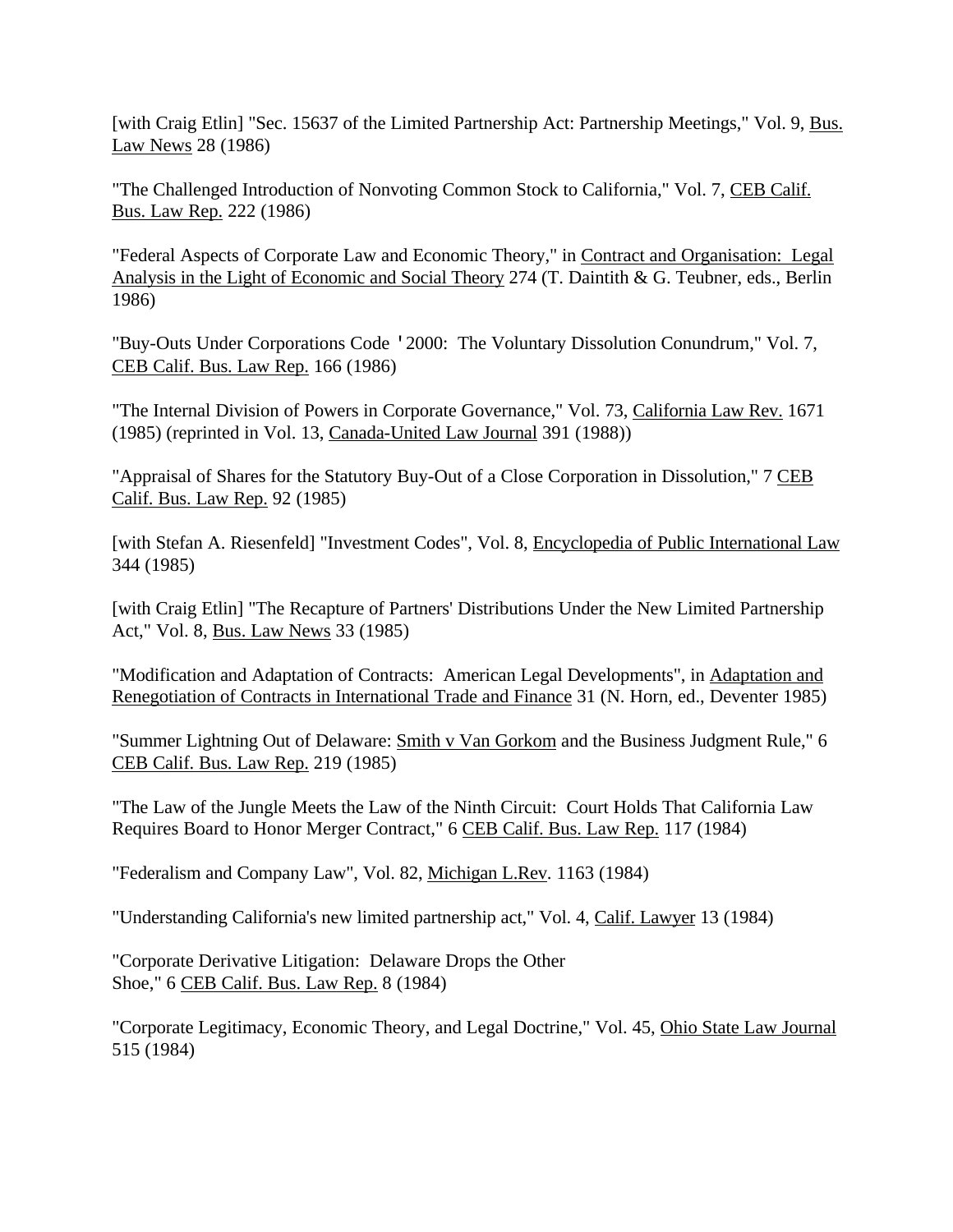[with Craig Etlin] "Sec. 15637 of the Limited Partnership Act: Partnership Meetings," Vol. 9, Bus. Law News 28 (1986)

"The Challenged Introduction of Nonvoting Common Stock to California," Vol. 7, CEB Calif. Bus. Law Rep. 222 (1986)

"Federal Aspects of Corporate Law and Economic Theory," in Contract and Organisation: Legal Analysis in the Light of Economic and Social Theory 274 (T. Daintith & G. Teubner, eds., Berlin 1986)

"Buy-Outs Under Corporations Code '2000: The Voluntary Dissolution Conundrum," Vol. 7, CEB Calif. Bus. Law Rep. 166 (1986)

"The Internal Division of Powers in Corporate Governance," Vol. 73, California Law Rev. 1671 (1985) (reprinted in Vol. 13, Canada-United Law Journal 391 (1988))

"Appraisal of Shares for the Statutory Buy-Out of a Close Corporation in Dissolution," 7 CEB Calif. Bus. Law Rep. 92 (1985)

[with Stefan A. Riesenfeld] "Investment Codes", Vol. 8, Encyclopedia of Public International Law 344 (1985)

[with Craig Etlin] "The Recapture of Partners' Distributions Under the New Limited Partnership Act," Vol. 8, Bus. Law News 33 (1985)

"Modification and Adaptation of Contracts: American Legal Developments", in Adaptation and Renegotiation of Contracts in International Trade and Finance 31 (N. Horn, ed., Deventer 1985)

"Summer Lightning Out of Delaware: Smith v Van Gorkom and the Business Judgment Rule," 6 CEB Calif. Bus. Law Rep. 219 (1985)

"The Law of the Jungle Meets the Law of the Ninth Circuit: Court Holds That California Law Requires Board to Honor Merger Contract," 6 CEB Calif. Bus. Law Rep. 117 (1984)

"Federalism and Company Law", Vol. 82, Michigan L.Rev. 1163 (1984)

"Understanding California's new limited partnership act," Vol. 4, Calif. Lawyer 13 (1984)

"Corporate Derivative Litigation: Delaware Drops the Other Shoe," 6 CEB Calif. Bus. Law Rep. 8 (1984)

"Corporate Legitimacy, Economic Theory, and Legal Doctrine," Vol. 45, Ohio State Law Journal 515 (1984)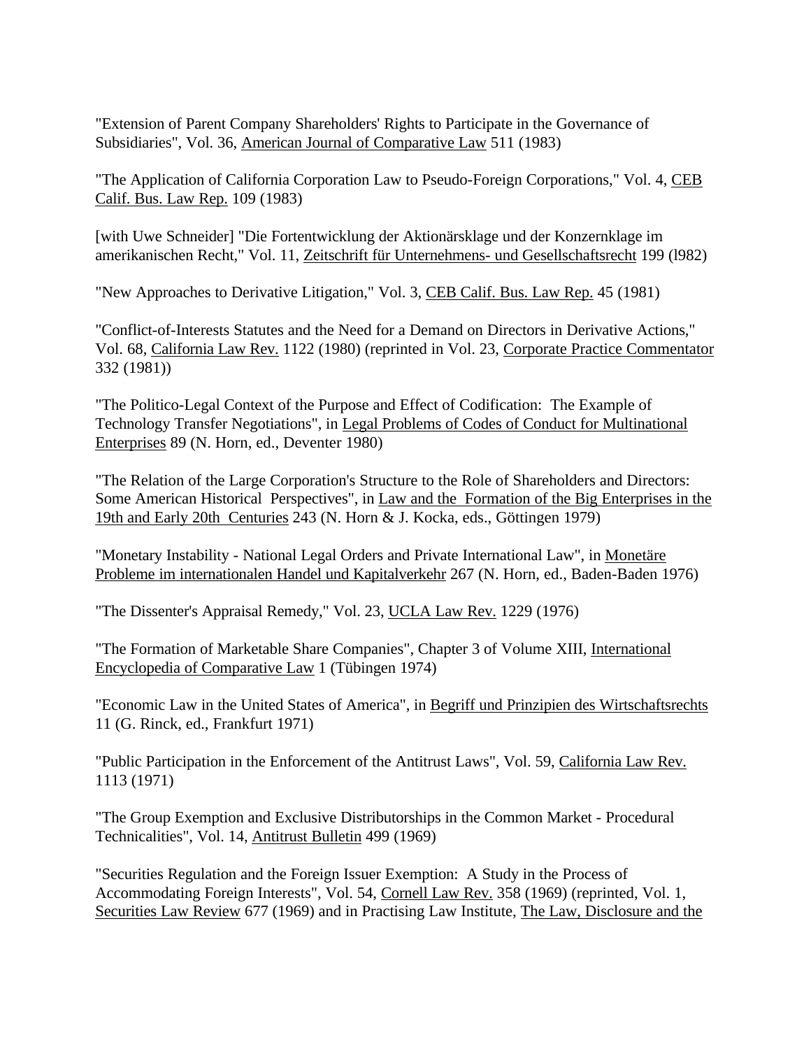"Extension of Parent Company Shareholders' Rights to Participate in the Governance of Subsidiaries", Vol. 36, <u>American Journal of Comparative Law</u> 511 (1983)

"The Application of California Corporation Law to Pseudo-Foreign Corporations," Vol. 4, <u>CEB Calif. Bus. Law Rep.</u> 109 (1983)

[with Uwe Schneider] "Die Fortentwicklung der Aktionärsklage und der Konzernklage im amerikanischen Recht," Vol. 11, <u>Zeitschrift für Unternehmens- und Gesellschaftsrecht</u> 199 (l982)

"New Approaches to Derivative Litigation," Vol. 3, <u>CEB Calif. Bus. Law Rep.</u> 45 (1981)

"Conflict-of-Interests Statutes and the Need for a Demand on Directors in Derivative Actions," Vol. 68, <u>California Law Rev.</u> 1122 (1980) (reprinted in Vol. 23, <u>Corporate Practice Commentator</u> 332 (1981))

"The Politico-Legal Context of the Purpose and Effect of Codification: The Example of Technology Transfer Negotiations", in <u>Legal Problems of Codes of Conduct for Multinational Enterprises</u> 89 (N. Horn, ed., Deventer 1980)

"The Relation of the Large Corporation's Structure to the Role of Shareholders and Directors: Some American Historical Perspectives", in <u>Law and the Formation of the Big Enterprises in the 19th and Early 20th Centuries</u> 243 (N. Horn & J. Kocka, eds., Göttingen 1979)

"Monetary Instability - National Legal Orders and Private International Law", in <u>Monetäre Probleme im internationalen Handel und Kapitalverkehr</u> 267 (N. Horn, ed., Baden-Baden 1976)

"The Dissenter's Appraisal Remedy," Vol. 23, <u>UCLA Law Rev.</u> 1229 (1976)

"The Formation of Marketable Share Companies", Chapter 3 of Volume XIII, <u>International Encyclopedia of Comparative Law</u> 1 (Tübingen 1974)

"Economic Law in the United States of America", in <u>Begriff und Prinzipien des Wirtschaftsrechts</u> 11 (G. Rinck, ed., Frankfurt 1971)

"Public Participation in the Enforcement of the Antitrust Laws", Vol. 59, <u>California Law Rev.</u> 1113 (1971)

"The Group Exemption and Exclusive Distributorships in the Common Market - Procedural Technicalities", Vol. 14, <u>Antitrust Bulletin</u> 499 (1969)

"Securities Regulation and the Foreign Issuer Exemption: A Study in the Process of Accommodating Foreign Interests", Vol. 54, <u>Cornell Law Rev.</u> 358 (1969) (reprinted, Vol. 1, <u>Securities Law Review</u> 677 (1969) and in Practising Law Institute, <u>The Law, Disclosure and the</u>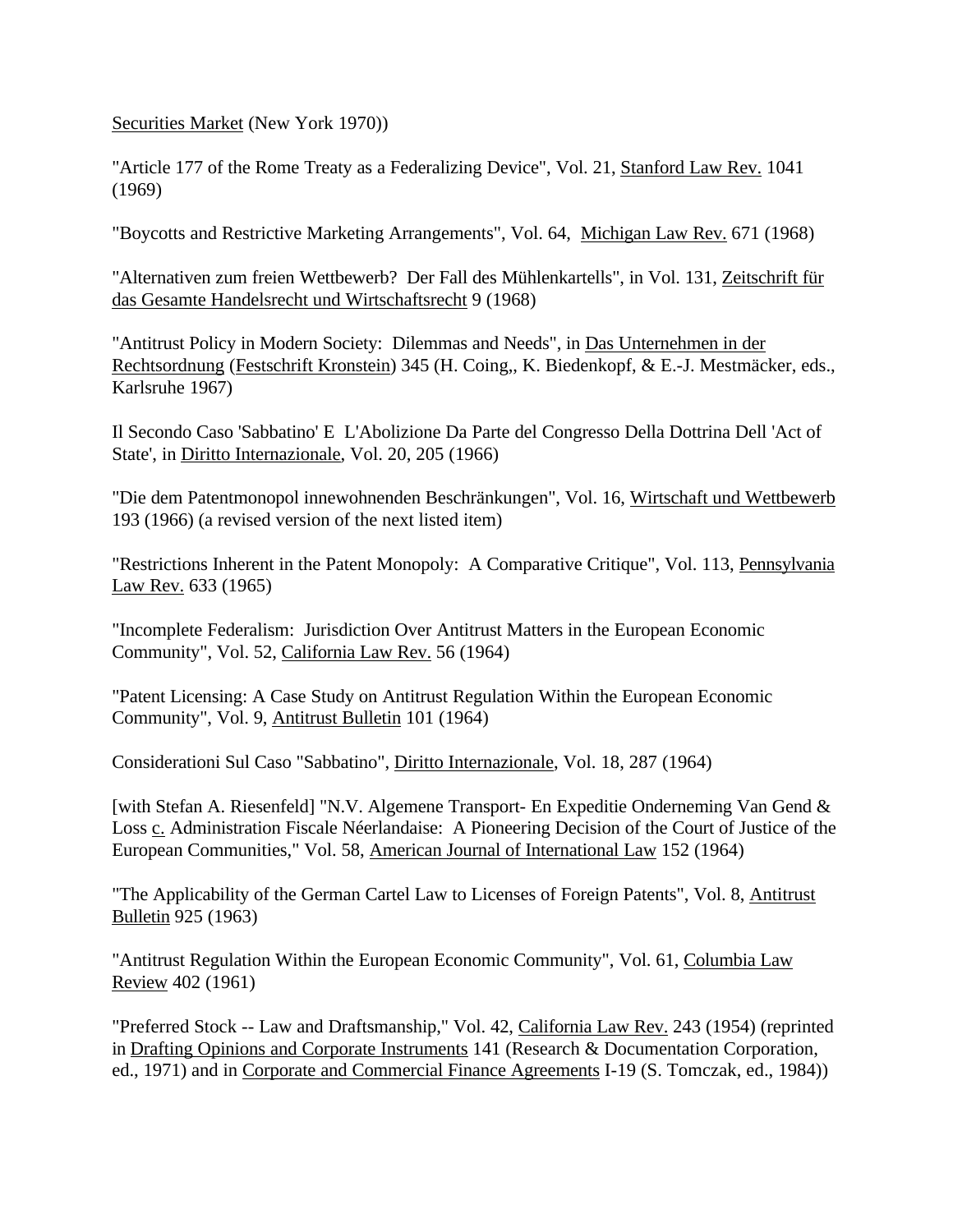Securities Market (New York 1970))

"Article 177 of the Rome Treaty as a Federalizing Device", Vol. 21, Stanford Law Rev. 1041 (1969)

"Boycotts and Restrictive Marketing Arrangements", Vol. 64, Michigan Law Rev. 671 (1968)

"Alternativen zum freien Wettbewerb? Der Fall des Mühlenkartells", in Vol. 131, Zeitschrift für das Gesamte Handelsrecht und Wirtschaftsrecht 9 (1968)

"Antitrust Policy in Modern Society: Dilemmas and Needs", in Das Unternehmen in der Rechtsordnung (Festschrift Kronstein) 345 (H. Coing,, K. Biedenkopf, & E.-J. Mestmäcker, eds., Karlsruhe 1967)

Il Secondo Caso 'Sabbatino' E L'Abolizione Da Parte del Congresso Della Dottrina Dell 'Act of State', in Diritto Internazionale, Vol. 20, 205 (1966)

"Die dem Patentmonopol innewohnenden Beschränkungen", Vol. 16, Wirtschaft und Wettbewerb 193 (1966) (a revised version of the next listed item)

"Restrictions Inherent in the Patent Monopoly: A Comparative Critique", Vol. 113, Pennsylvania Law Rev. 633 (1965)

"Incomplete Federalism: Jurisdiction Over Antitrust Matters in the European Economic Community", Vol. 52, California Law Rev. 56 (1964)

"Patent Licensing: A Case Study on Antitrust Regulation Within the European Economic Community", Vol. 9, Antitrust Bulletin 101 (1964)

Considerationi Sul Caso "Sabbatino", Diritto Internazionale, Vol. 18, 287 (1964)

[with Stefan A. Riesenfeld] "N.V. Algemene Transport- En Expeditie Onderneming Van Gend & Loss c. Administration Fiscale Néerlandaise: A Pioneering Decision of the Court of Justice of the European Communities," Vol. 58, American Journal of International Law 152 (1964)

"The Applicability of the German Cartel Law to Licenses of Foreign Patents", Vol. 8, Antitrust Bulletin 925 (1963)

"Antitrust Regulation Within the European Economic Community", Vol. 61, Columbia Law Review 402 (1961)

"Preferred Stock -- Law and Draftsmanship," Vol. 42, California Law Rev. 243 (1954) (reprinted in Drafting Opinions and Corporate Instruments 141 (Research & Documentation Corporation, ed., 1971) and in Corporate and Commercial Finance Agreements I-19 (S. Tomczak, ed., 1984))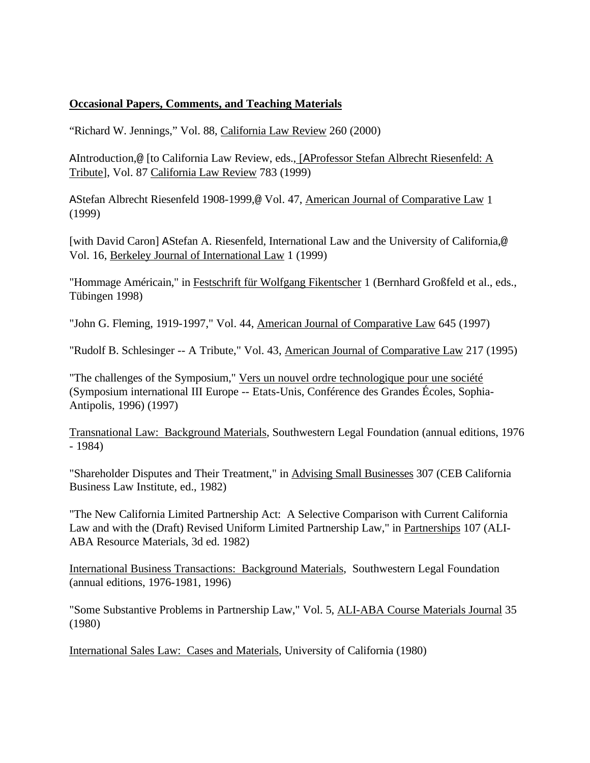**Occasional Papers, Comments, and Teaching Materials**

"Richard W. Jennings," Vol. 88, California Law Review 260 (2000)

AIntroduction,@ [to California Law Review, eds., [AProfessor Stefan Albrecht Riesenfeld: A Tribute], Vol. 87 California Law Review 783 (1999)

AStefan Albrecht Riesenfeld 1908-1999,@ Vol. 47, American Journal of Comparative Law 1 (1999)

[with David Caron] AStefan A. Riesenfeld, International Law and the University of California,@ Vol. 16, Berkeley Journal of International Law 1 (1999)

"Hommage Américain," in Festschrift für Wolfgang Fikentscher 1 (Bernhard Großfeld et al., eds., Tübingen 1998)

"John G. Fleming, 1919-1997," Vol. 44, American Journal of Comparative Law 645 (1997)

"Rudolf B. Schlesinger -- A Tribute," Vol. 43, American Journal of Comparative Law 217 (1995)

"The challenges of the Symposium," Vers un nouvel ordre technologique pour une société (Symposium international III Europe -- Etats-Unis, Conférence des Grandes Écoles, Sophia-Antipolis, 1996) (1997)

Transnational Law: Background Materials, Southwestern Legal Foundation (annual editions, 1976 - 1984)

"Shareholder Disputes and Their Treatment," in Advising Small Businesses 307 (CEB California Business Law Institute, ed., 1982)

"The New California Limited Partnership Act: A Selective Comparison with Current California Law and with the (Draft) Revised Uniform Limited Partnership Law," in Partnerships 107 (ALI-ABA Resource Materials, 3d ed. 1982)

International Business Transactions: Background Materials, Southwestern Legal Foundation (annual editions, 1976-1981, 1996)

"Some Substantive Problems in Partnership Law," Vol. 5, ALI-ABA Course Materials Journal 35 (1980)

International Sales Law: Cases and Materials, University of California (1980)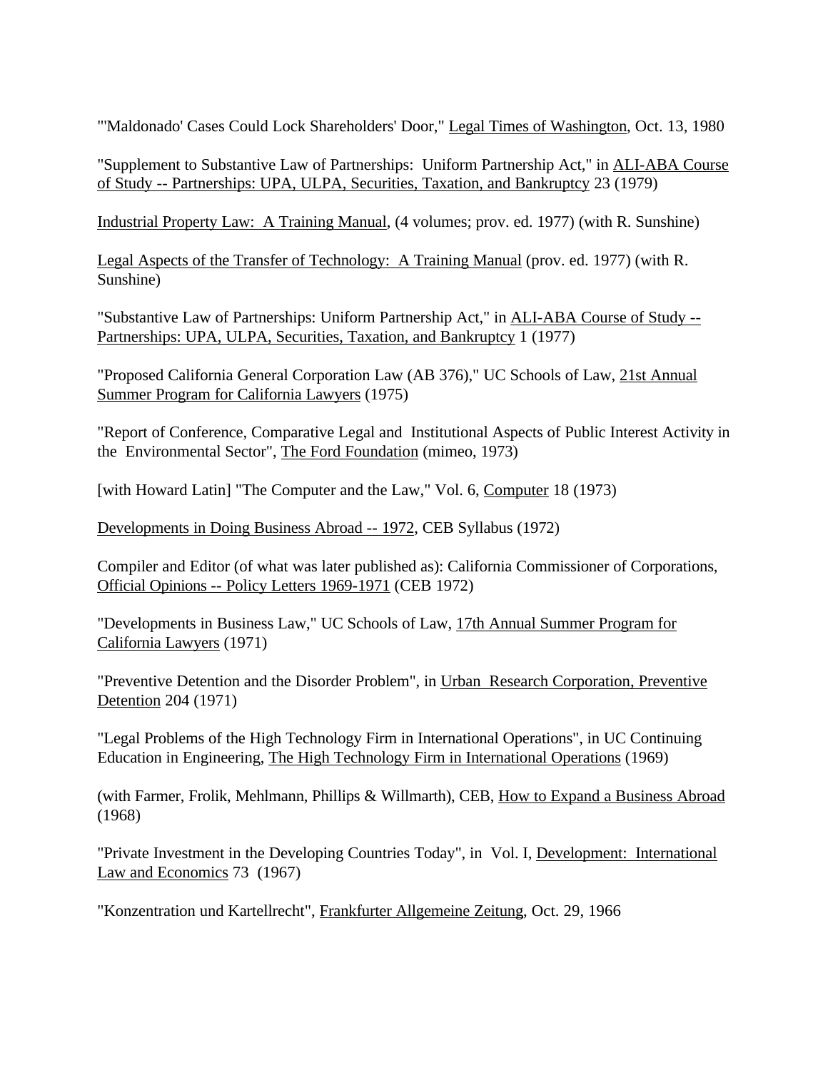"'Maldonado' Cases Could Lock Shareholders' Door," Legal Times of Washington, Oct. 13, 1980

"Supplement to Substantive Law of Partnerships: Uniform Partnership Act," in ALI-ABA Course of Study -- Partnerships: UPA, ULPA, Securities, Taxation, and Bankruptcy 23 (1979)

Industrial Property Law: A Training Manual, (4 volumes; prov. ed. 1977) (with R. Sunshine)

Legal Aspects of the Transfer of Technology: A Training Manual (prov. ed. 1977) (with R. Sunshine)

"Substantive Law of Partnerships: Uniform Partnership Act," in ALI-ABA Course of Study -- Partnerships: UPA, ULPA, Securities, Taxation, and Bankruptcy 1 (1977)

"Proposed California General Corporation Law (AB 376)," UC Schools of Law, 21st Annual Summer Program for California Lawyers (1975)

"Report of Conference, Comparative Legal and Institutional Aspects of Public Interest Activity in the Environmental Sector", The Ford Foundation (mimeo, 1973)

[with Howard Latin] "The Computer and the Law," Vol. 6, Computer 18 (1973)

Developments in Doing Business Abroad -- 1972, CEB Syllabus (1972)

Compiler and Editor (of what was later published as): California Commissioner of Corporations, Official Opinions -- Policy Letters 1969-1971 (CEB 1972)

"Developments in Business Law," UC Schools of Law, 17th Annual Summer Program for California Lawyers (1971)

"Preventive Detention and the Disorder Problem", in Urban Research Corporation, Preventive Detention 204 (1971)

"Legal Problems of the High Technology Firm in International Operations", in UC Continuing Education in Engineering, The High Technology Firm in International Operations (1969)

(with Farmer, Frolik, Mehlmann, Phillips & Willmarth), CEB, How to Expand a Business Abroad (1968)

"Private Investment in the Developing Countries Today", in Vol. I, Development: International Law and Economics 73 (1967)

"Konzentration und Kartellrecht", Frankfurter Allgemeine Zeitung, Oct. 29, 1966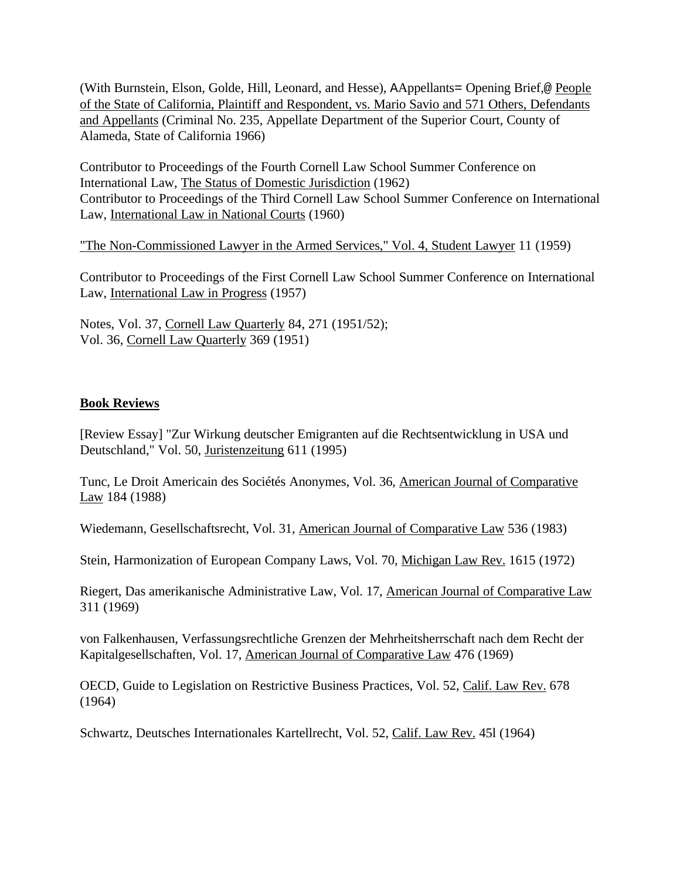(With Burnstein, Elson, Golde, Hill, Leonard, and Hesse), AAppellants= Opening Brief,@ People of the State of California, Plaintiff and Respondent, vs. Mario Savio and 571 Others, Defendants and Appellants (Criminal No. 235, Appellate Department of the Superior Court, County of Alameda, State of California 1966)

Contributor to Proceedings of the Fourth Cornell Law School Summer Conference on International Law, The Status of Domestic Jurisdiction (1962)
Contributor to Proceedings of the Third Cornell Law School Summer Conference on International Law, International Law in National Courts (1960)

"The Non-Commissioned Lawyer in the Armed Services," Vol. 4, Student Lawyer 11 (1959)

Contributor to Proceedings of the First Cornell Law School Summer Conference on International Law, International Law in Progress (1957)

Notes, Vol. 37, Cornell Law Quarterly 84, 271 (1951/52);
Vol. 36, Cornell Law Quarterly 369 (1951)

## Book Reviews

[Review Essay] "Zur Wirkung deutscher Emigranten auf die Rechtsentwicklung in USA und Deutschland," Vol. 50, Juristenzeitung 611 (1995)

Tunc, Le Droit Americain des Sociétés Anonymes, Vol. 36, American Journal of Comparative Law 184 (1988)

Wiedemann, Gesellschaftsrecht, Vol. 31, American Journal of Comparative Law 536 (1983)

Stein, Harmonization of European Company Laws, Vol. 70, Michigan Law Rev. 1615 (1972)

Riegert, Das amerikanische Administrative Law, Vol. 17, American Journal of Comparative Law 311 (1969)

von Falkenhausen, Verfassungsrechtliche Grenzen der Mehrheitsherrschaft nach dem Recht der Kapitalgesellschaften, Vol. 17, American Journal of Comparative Law 476 (1969)

OECD, Guide to Legislation on Restrictive Business Practices, Vol. 52, Calif. Law Rev. 678 (1964)

Schwartz, Deutsches Internationales Kartellrecht, Vol. 52, Calif. Law Rev. 45l (1964)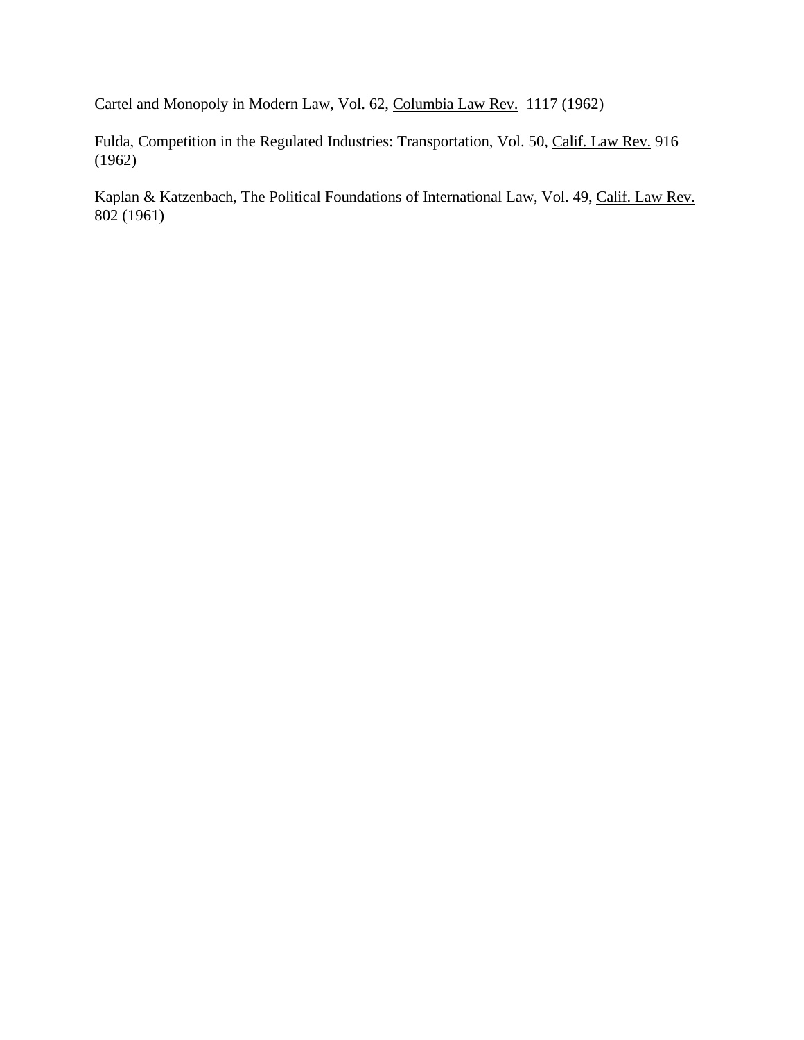Cartel and Monopoly in Modern Law, Vol. 62, Columbia Law Rev. 1117 (1962)

Fulda, Competition in the Regulated Industries: Transportation, Vol. 50, Calif. Law Rev. 916 (1962)

Kaplan & Katzenbach, The Political Foundations of International Law, Vol. 49, Calif. Law Rev. 802 (1961)